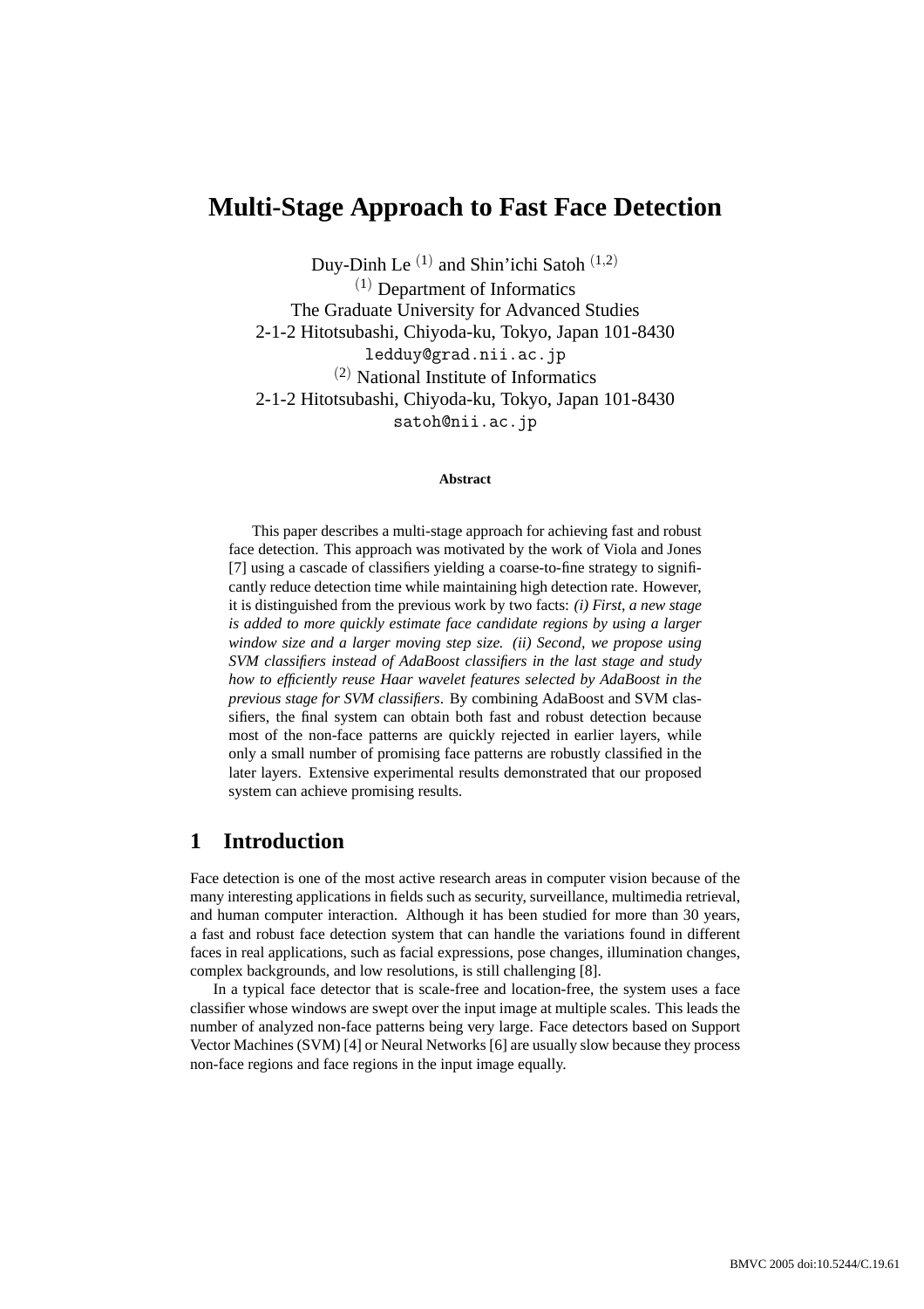# Multi-Stage Approach to Fast Face Detection

Duy-Dinh Le [1] and Shin'ichi Satoh [1,2]

[1] Department of Informatics
The Graduate University for Advanced Studies
2-1-2 Hitotsubashi, Chiyoda-ku, Tokyo, Japan 101-8430
ledduy@grad.nii.ac.jp

[2] National Institute of Informatics
2-1-2 Hitotsubashi, Chiyoda-ku, Tokyo, Japan 101-8430
satoh@nii.ac.jp

**Abstract**

This paper describes a multi-stage approach for achieving fast and robust face detection. This approach was motivated by the work of Viola and Jones [7] using a cascade of classifiers yielding a coarse-to-fine strategy to significantly reduce detection time while maintaining high detection rate. However, it is distinguished from the previous work by two facts: *(i) First, a new stage is added to more quickly estimate face candidate regions by using a larger window size and a larger moving step size. (ii) Second, we propose using SVM classifiers instead of AdaBoost classifiers in the last stage and study how to efficiently reuse Haar wavelet features selected by AdaBoost in the previous stage for SVM classifiers*. By combining AdaBoost and SVM classifiers, the final system can obtain both fast and robust detection because most of the non-face patterns are quickly rejected in earlier layers, while only a small number of promising face patterns are robustly classified in the later layers. Extensive experimental results demonstrated that our proposed system can achieve promising results.

## 1 Introduction

Face detection is one of the most active research areas in computer vision because of the many interesting applications in fields such as security, surveillance, multimedia retrieval, and human computer interaction. Although it has been studied for more than 30 years, a fast and robust face detection system that can handle the variations found in different faces in real applications, such as facial expressions, pose changes, illumination changes, complex backgrounds, and low resolutions, is still challenging [8].

In a typical face detector that is scale-free and location-free, the system uses a face classifier whose windows are swept over the input image at multiple scales. This leads the number of analyzed non-face patterns being very large. Face detectors based on Support Vector Machines (SVM) [4] or Neural Networks [6] are usually slow because they process non-face regions and face regions in the input image equally.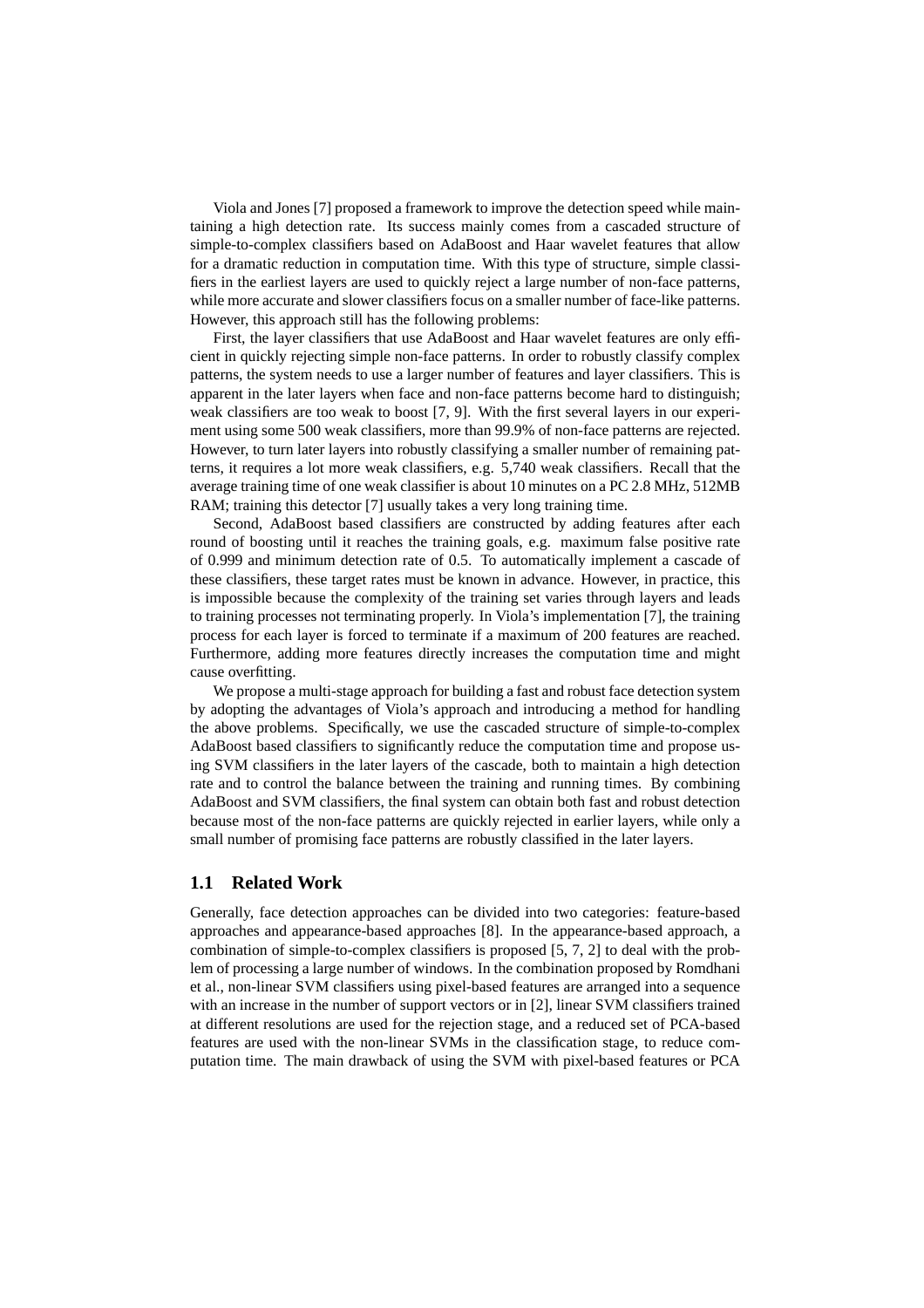Viola and Jones [7] proposed a framework to improve the detection speed while maintaining a high detection rate. Its success mainly comes from a cascaded structure of simple-to-complex classifiers based on AdaBoost and Haar wavelet features that allow for a dramatic reduction in computation time. With this type of structure, simple classifiers in the earliest layers are used to quickly reject a large number of non-face patterns, while more accurate and slower classifiers focus on a smaller number of face-like patterns. However, this approach still has the following problems:

First, the layer classifiers that use AdaBoost and Haar wavelet features are only efficient in quickly rejecting simple non-face patterns. In order to robustly classify complex patterns, the system needs to use a larger number of features and layer classifiers. This is apparent in the later layers when face and non-face patterns become hard to distinguish; weak classifiers are too weak to boost [7, 9]. With the first several layers in our experiment using some 500 weak classifiers, more than 99.9% of non-face patterns are rejected. However, to turn later layers into robustly classifying a smaller number of remaining patterns, it requires a lot more weak classifiers, e.g. 5,740 weak classifiers. Recall that the average training time of one weak classifier is about 10 minutes on a PC 2.8 MHz, 512MB RAM; training this detector [7] usually takes a very long training time.

Second, AdaBoost based classifiers are constructed by adding features after each round of boosting until it reaches the training goals, e.g. maximum false positive rate of 0.999 and minimum detection rate of 0.5. To automatically implement a cascade of these classifiers, these target rates must be known in advance. However, in practice, this is impossible because the complexity of the training set varies through layers and leads to training processes not terminating properly. In Viola's implementation [7], the training process for each layer is forced to terminate if a maximum of 200 features are reached. Furthermore, adding more features directly increases the computation time and might cause overfitting.

We propose a multi-stage approach for building a fast and robust face detection system by adopting the advantages of Viola's approach and introducing a method for handling the above problems. Specifically, we use the cascaded structure of simple-to-complex AdaBoost based classifiers to significantly reduce the computation time and propose using SVM classifiers in the later layers of the cascade, both to maintain a high detection rate and to control the balance between the training and running times. By combining AdaBoost and SVM classifiers, the final system can obtain both fast and robust detection because most of the non-face patterns are quickly rejected in earlier layers, while only a small number of promising face patterns are robustly classified in the later layers.

## 1.1 Related Work

Generally, face detection approaches can be divided into two categories: feature-based approaches and appearance-based approaches [8]. In the appearance-based approach, a combination of simple-to-complex classifiers is proposed [5, 7, 2] to deal with the problem of processing a large number of windows. In the combination proposed by Romdhani et al., non-linear SVM classifiers using pixel-based features are arranged into a sequence with an increase in the number of support vectors or in [2], linear SVM classifiers trained at different resolutions are used for the rejection stage, and a reduced set of PCA-based features are used with the non-linear SVMs in the classification stage, to reduce computation time. The main drawback of using the SVM with pixel-based features or PCA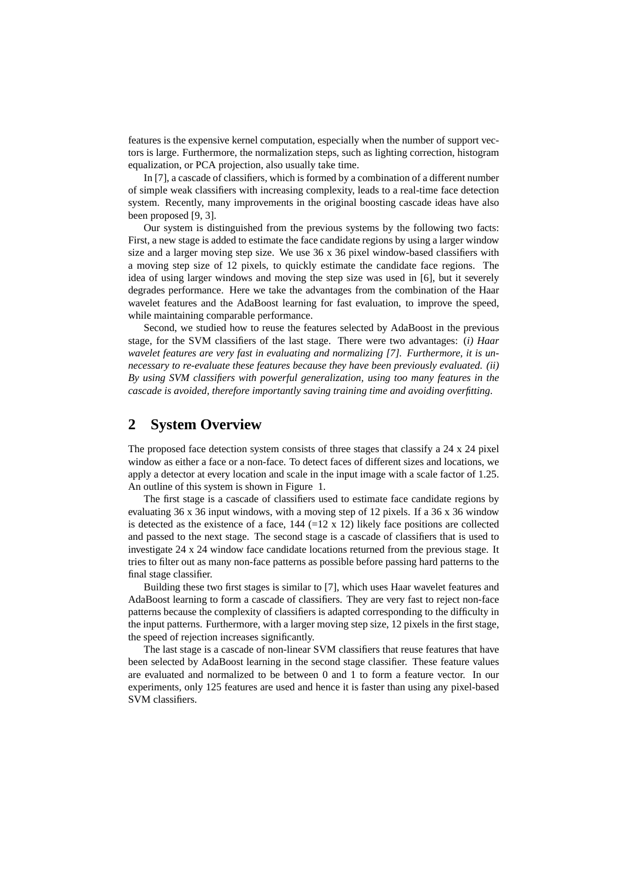features is the expensive kernel computation, especially when the number of support vectors is large. Furthermore, the normalization steps, such as lighting correction, histogram equalization, or PCA projection, also usually take time.

In [7], a cascade of classifiers, which is formed by a combination of a different number of simple weak classifiers with increasing complexity, leads to a real-time face detection system. Recently, many improvements in the original boosting cascade ideas have also been proposed [9, 3].

Our system is distinguished from the previous systems by the following two facts: First, a new stage is added to estimate the face candidate regions by using a larger window size and a larger moving step size. We use 36 x 36 pixel window-based classifiers with a moving step size of 12 pixels, to quickly estimate the candidate face regions. The idea of using larger windows and moving the step size was used in [6], but it severely degrades performance. Here we take the advantages from the combination of the Haar wavelet features and the AdaBoost learning for fast evaluation, to improve the speed, while maintaining comparable performance.

Second, we studied how to reuse the features selected by AdaBoost in the previous stage, for the SVM classifiers of the last stage. There were two advantages: (*i) Haar wavelet features are very fast in evaluating and normalizing [7]. Furthermore, it is unnecessary to re-evaluate these features because they have been previously evaluated. (ii) By using SVM classifiers with powerful generalization, using too many features in the cascade is avoided, therefore importantly saving training time and avoiding overfitting*.

## 2 System Overview

The proposed face detection system consists of three stages that classify a 24 x 24 pixel window as either a face or a non-face. To detect faces of different sizes and locations, we apply a detector at every location and scale in the input image with a scale factor of 1.25. An outline of this system is shown in Figure 1.

The first stage is a cascade of classifiers used to estimate face candidate regions by evaluating 36 x 36 input windows, with a moving step of 12 pixels. If a 36 x 36 window is detected as the existence of a face, 144 (=12 x 12) likely face positions are collected and passed to the next stage. The second stage is a cascade of classifiers that is used to investigate 24 x 24 window face candidate locations returned from the previous stage. It tries to filter out as many non-face patterns as possible before passing hard patterns to the final stage classifier.

Building these two first stages is similar to [7], which uses Haar wavelet features and AdaBoost learning to form a cascade of classifiers. They are very fast to reject non-face patterns because the complexity of classifiers is adapted corresponding to the difficulty in the input patterns. Furthermore, with a larger moving step size, 12 pixels in the first stage, the speed of rejection increases significantly.

The last stage is a cascade of non-linear SVM classifiers that reuse features that have been selected by AdaBoost learning in the second stage classifier. These feature values are evaluated and normalized to be between 0 and 1 to form a feature vector. In our experiments, only 125 features are used and hence it is faster than using any pixel-based SVM classifiers.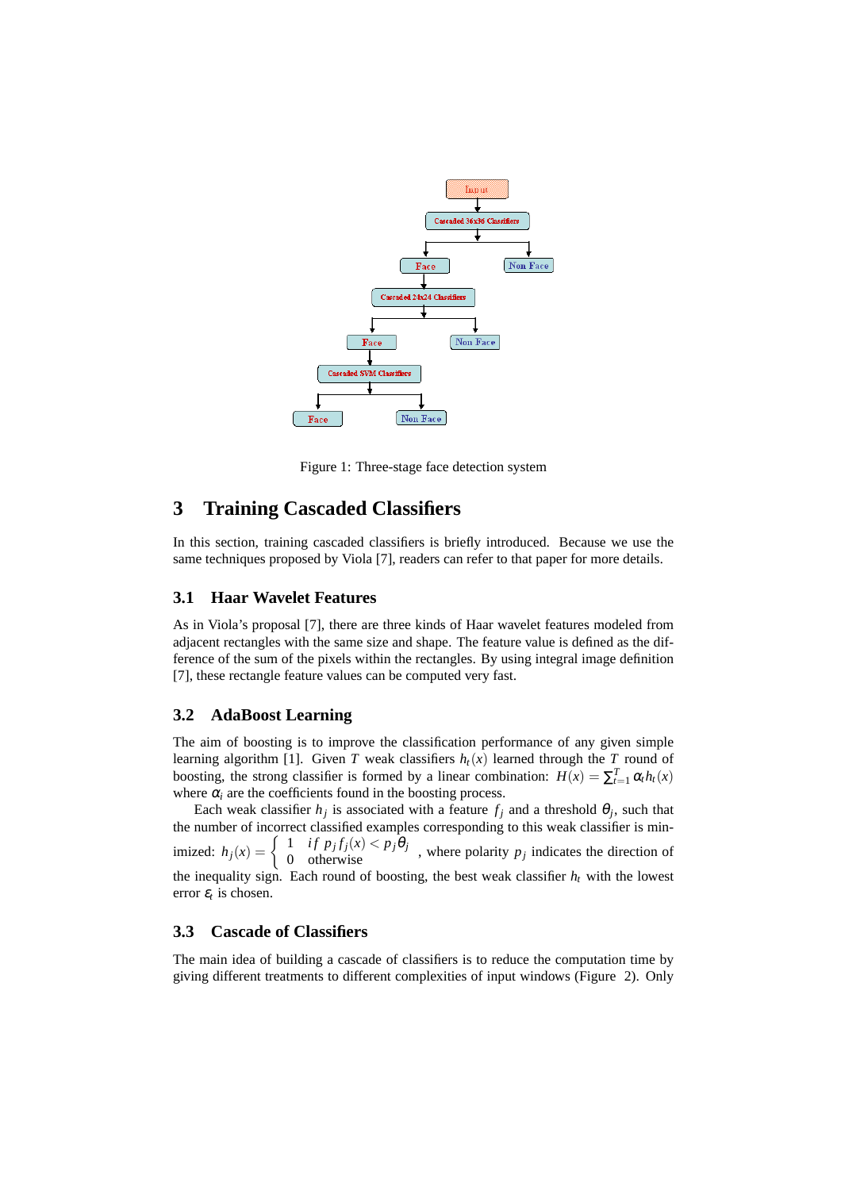Figure 1: Three-stage face detection system

# 3 Training Cascaded Classifiers

In this section, training cascaded classifiers is briefly introduced. Because we use the same techniques proposed by Viola [7], readers can refer to that paper for more details.

## 3.1 Haar Wavelet Features

As in Viola's proposal [7], there are three kinds of Haar wavelet features modeled from adjacent rectangles with the same size and shape. The feature value is defined as the difference of the sum of the pixels within the rectangles. By using integral image definition [7], these rectangle feature values can be computed very fast.

## 3.2 AdaBoost Learning

The aim of boosting is to improve the classification performance of any given simple learning algorithm [1]. Given $T$ weak classifiers $h_t(x)$ learned through the $T$ round of boosting, the strong classifier is formed by a linear combination: $H(x) = \sum_{t=1}^{T} \alpha_t h_t(x)$ where $\alpha_i$ are the coefficients found in the boosting process.

Each weak classifier $h_j$ is associated with a feature $f_j$ and a threshold $\theta_j$, such that the number of incorrect classified examples corresponding to this weak classifier is minimized: $h_j(x) = \begin{cases} 1 & if\ p_j f_j(x) < p_j \theta_j \\ 0 & \text{otherwise} \end{cases}$ , where polarity $p_j$ indicates the direction of the inequality sign. Each round of boosting, the best weak classifier $h_t$ with the lowest error $\varepsilon_t$ is chosen.

## 3.3 Cascade of Classifiers

The main idea of building a cascade of classifiers is to reduce the computation time by giving different treatments to different complexities of input windows (Figure 2). Only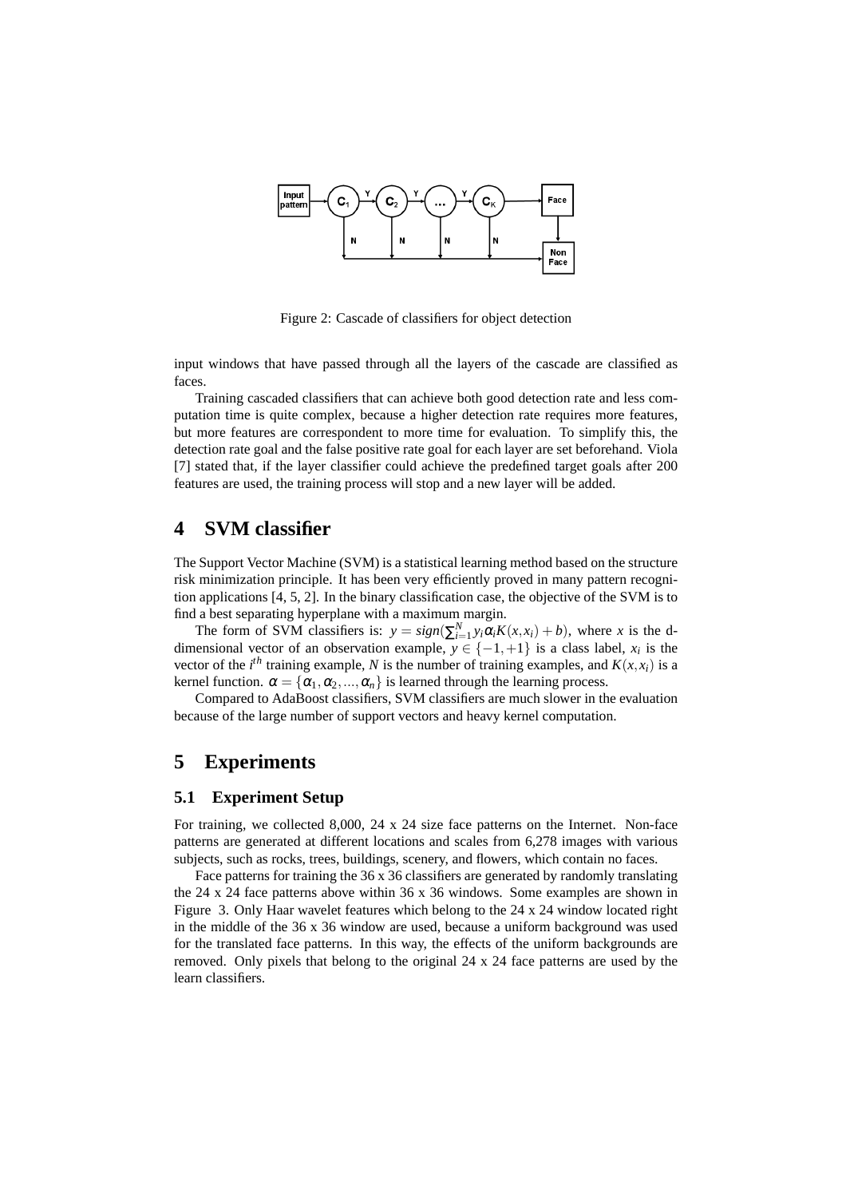Figure 2: Cascade of classifiers for object detection

input windows that have passed through all the layers of the cascade are classified as faces.

Training cascaded classifiers that can achieve both good detection rate and less computation time is quite complex, because a higher detection rate requires more features, but more features are correspondent to more time for evaluation. To simplify this, the detection rate goal and the false positive rate goal for each layer are set beforehand. Viola [7] stated that, if the layer classifier could achieve the predefined target goals after 200 features are used, the training process will stop and a new layer will be added.

# 4 SVM classifier

The Support Vector Machine (SVM) is a statistical learning method based on the structure risk minimization principle. It has been very efficiently proved in many pattern recognition applications [4, 5, 2]. In the binary classification case, the objective of the SVM is to find a best separating hyperplane with a maximum margin.

The form of SVM classifiers is: $y = sign(\sum_{i=1}^{N} y_i \alpha_i K(x, x_i) + b)$, where $x$ is the d-dimensional vector of an observation example, $y \in \{-1, +1\}$ is a class label, $x_i$ is the vector of the $i^{th}$ training example, $N$ is the number of training examples, and $K(x, x_i)$ is a kernel function. $\alpha = \{\alpha_1, \alpha_2, ..., \alpha_n\}$ is learned through the learning process.

Compared to AdaBoost classifiers, SVM classifiers are much slower in the evaluation because of the large number of support vectors and heavy kernel computation.

# 5 Experiments

## 5.1 Experiment Setup

For training, we collected 8,000, 24 x 24 size face patterns on the Internet. Non-face patterns are generated at different locations and scales from 6,278 images with various subjects, such as rocks, trees, buildings, scenery, and flowers, which contain no faces.

Face patterns for training the 36 x 36 classifiers are generated by randomly translating the 24 x 24 face patterns above within 36 x 36 windows. Some examples are shown in Figure 3. Only Haar wavelet features which belong to the 24 x 24 window located right in the middle of the 36 x 36 window are used, because a uniform background was used for the translated face patterns. In this way, the effects of the uniform backgrounds are removed. Only pixels that belong to the original 24 x 24 face patterns are used by the learn classifiers.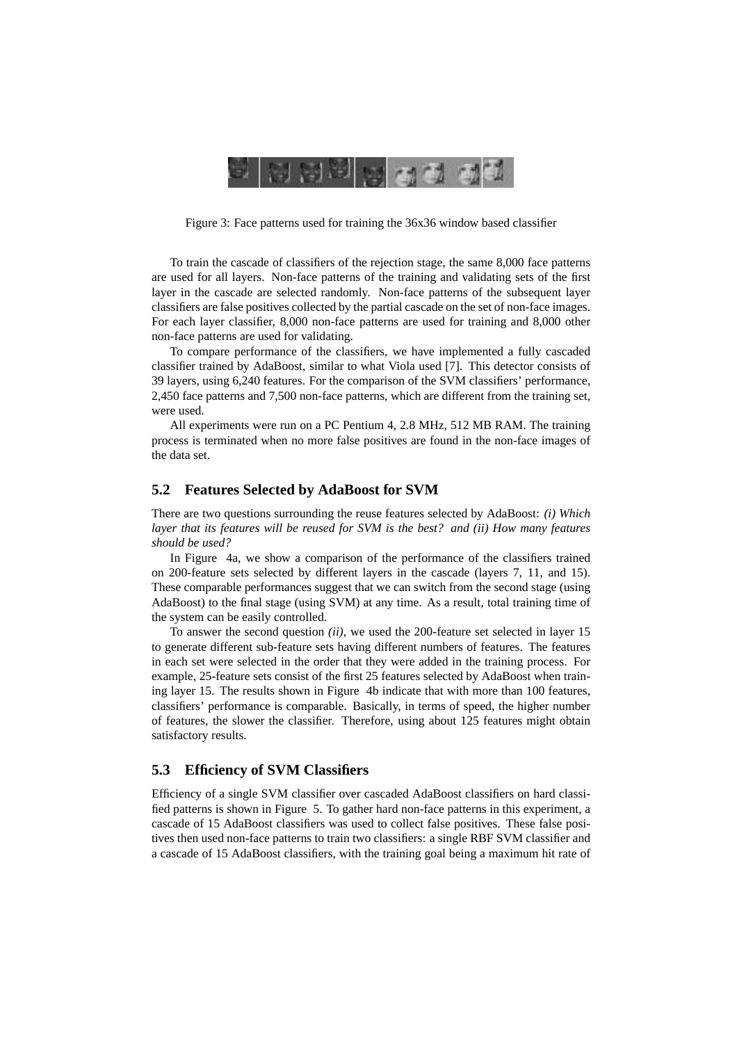Figure 3: Face patterns used for training the 36x36 window based classifier

To train the cascade of classifiers of the rejection stage, the same 8,000 face patterns are used for all layers. Non-face patterns of the training and validating sets of the first layer in the cascade are selected randomly. Non-face patterns of the subsequent layer classifiers are false positives collected by the partial cascade on the set of non-face images. For each layer classifier, 8,000 non-face patterns are used for training and 8,000 other non-face patterns are used for validating.

To compare performance of the classifiers, we have implemented a fully cascaded classifier trained by AdaBoost, similar to what Viola used [7]. This detector consists of 39 layers, using 6,240 features. For the comparison of the SVM classifiers' performance, 2,450 face patterns and 7,500 non-face patterns, which are different from the training set, were used.

All experiments were run on a PC Pentium 4, 2.8 MHz, 512 MB RAM. The training process is terminated when no more false positives are found in the non-face images of the data set.

## 5.2 Features Selected by AdaBoost for SVM

There are two questions surrounding the reuse features selected by AdaBoost: *(i) Which layer that its features will be reused for SVM is the best? and (ii) How many features should be used?*

In Figure 4a, we show a comparison of the performance of the classifiers trained on 200-feature sets selected by different layers in the cascade (layers 7, 11, and 15). These comparable performances suggest that we can switch from the second stage (using AdaBoost) to the final stage (using SVM) at any time. As a result, total training time of the system can be easily controlled.

To answer the second question *(ii)*, we used the 200-feature set selected in layer 15 to generate different sub-feature sets having different numbers of features. The features in each set were selected in the order that they were added in the training process. For example, 25-feature sets consist of the first 25 features selected by AdaBoost when training layer 15. The results shown in Figure 4b indicate that with more than 100 features, classifiers' performance is comparable. Basically, in terms of speed, the higher number of features, the slower the classifier. Therefore, using about 125 features might obtain satisfactory results.

## 5.3 Efficiency of SVM Classifiers

Efficiency of a single SVM classifier over cascaded AdaBoost classifiers on hard classified patterns is shown in Figure 5. To gather hard non-face patterns in this experiment, a cascade of 15 AdaBoost classifiers was used to collect false positives. These false positives then used non-face patterns to train two classifiers: a single RBF SVM classifier and a cascade of 15 AdaBoost classifiers, with the training goal being a maximum hit rate of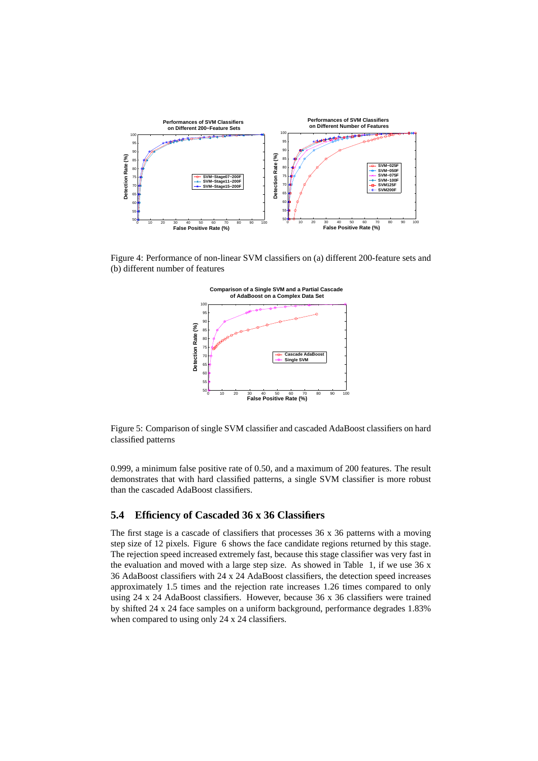Figure 4: Performance of non-linear SVM classifiers on (a) different 200-feature sets and (b) different number of features

Figure 5: Comparison of single SVM classifier and cascaded AdaBoost classifiers on hard classified patterns

0.999, a minimum false positive rate of 0.50, and a maximum of 200 features. The result demonstrates that with hard classified patterns, a single SVM classifier is more robust than the cascaded AdaBoost classifiers.

## 5.4 Efficiency of Cascaded 36 x 36 Classifiers

The first stage is a cascade of classifiers that processes 36 x 36 patterns with a moving step size of 12 pixels. Figure 6 shows the face candidate regions returned by this stage. The rejection speed increased extremely fast, because this stage classifier was very fast in the evaluation and moved with a large step size. As showed in Table 1, if we use 36 x 36 AdaBoost classifiers with 24 x 24 AdaBoost classifiers, the detection speed increases approximately 1.5 times and the rejection rate increases 1.26 times compared to only using 24 x 24 AdaBoost classifiers. However, because 36 x 36 classifiers were trained by shifted 24 x 24 face samples on a uniform background, performance degrades 1.83% when compared to using only 24 x 24 classifiers.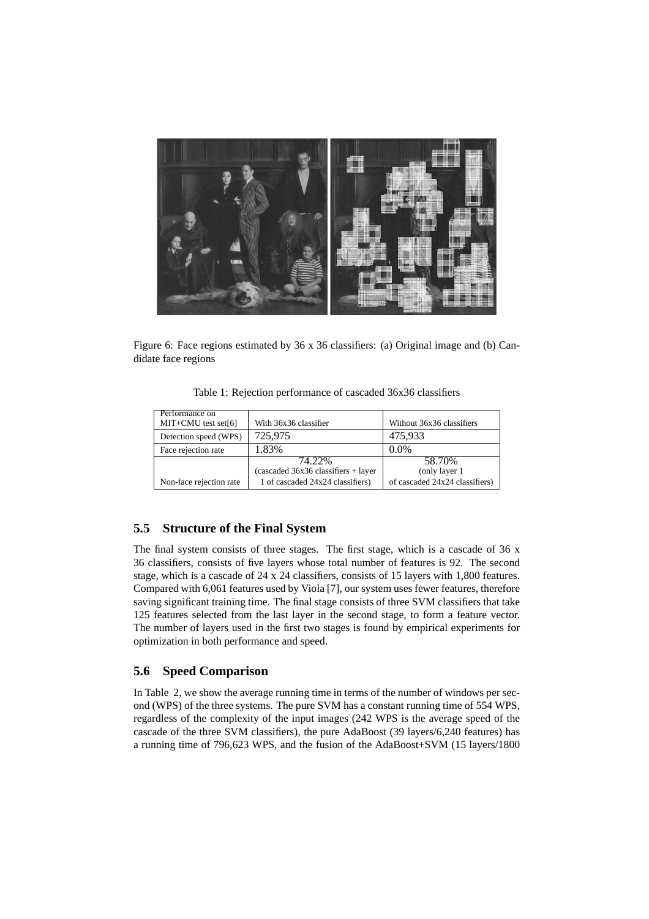Figure 6: Face regions estimated by 36 x 36 classifiers: (a) Original image and (b) Candidate face regions

Table 1: Rejection performance of cascaded 36x36 classifiers

| Performance on MIT+CMU test set[6] | With 36x36 classifier | Without 36x36 classifiers |
| --- | --- | --- |
| Detection speed (WPS) | 725,975 | 475,933 |
| Face rejection rate | 1.83% | 0.0% |
| Non-face rejection rate | 74.22% (cascaded 36x36 classifiers + layer 1 of cascaded 24x24 classifiers) | 58.70% (only layer 1 of cascaded 24x24 classifiers) |

## 5.5 Structure of the Final System

The final system consists of three stages. The first stage, which is a cascade of 36 x 36 classifiers, consists of five layers whose total number of features is 92. The second stage, which is a cascade of 24 x 24 classifiers, consists of 15 layers with 1,800 features. Compared with 6,061 features used by Viola [7], our system uses fewer features, therefore saving significant training time. The final stage consists of three SVM classifiers that take 125 features selected from the last layer in the second stage, to form a feature vector. The number of layers used in the first two stages is found by empirical experiments for optimization in both performance and speed.

## 5.6 Speed Comparison

In Table 2, we show the average running time in terms of the number of windows per second (WPS) of the three systems. The pure SVM has a constant running time of 554 WPS, regardless of the complexity of the input images (242 WPS is the average speed of the cascade of the three SVM classifiers), the pure AdaBoost (39 layers/6,240 features) has a running time of 796,623 WPS, and the fusion of the AdaBoost+SVM (15 layers/1800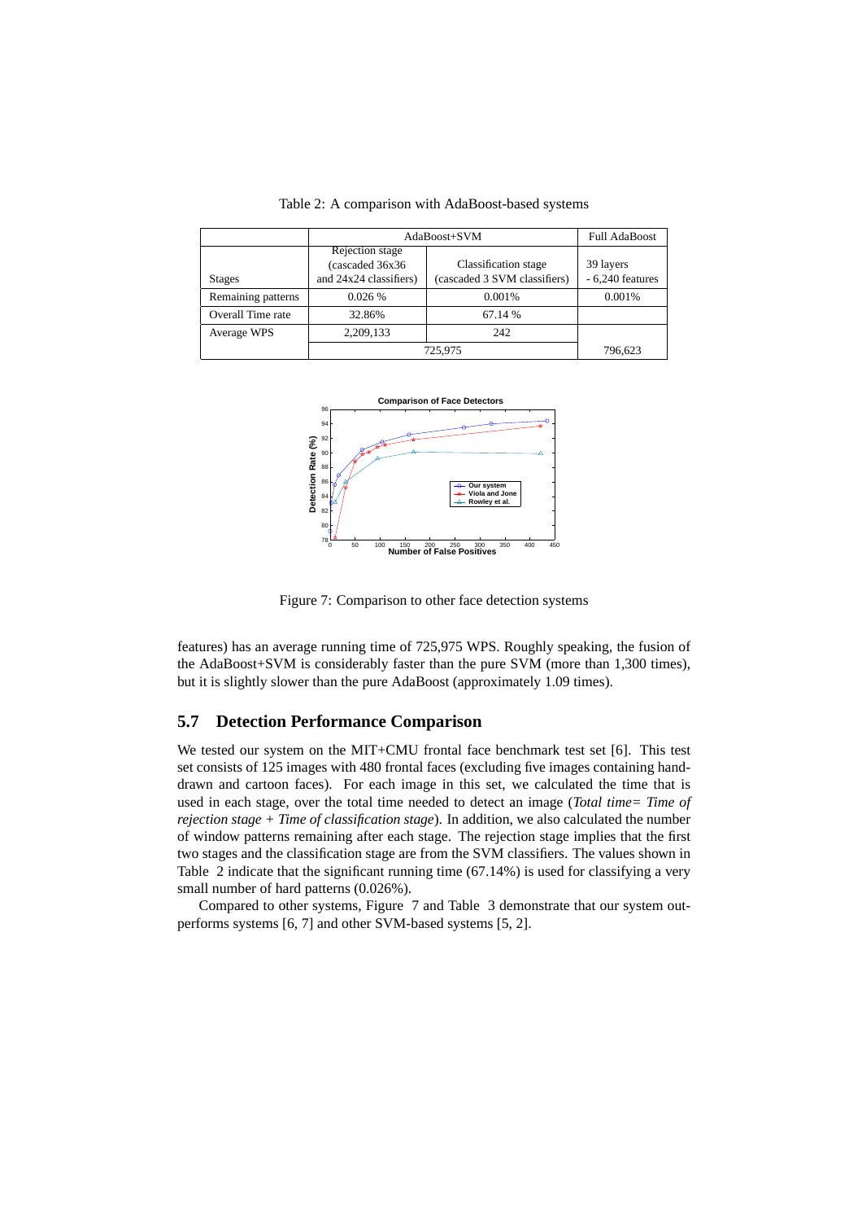Table 2: A comparison with AdaBoost-based systems

| | AdaBoost+SVM | | Full AdaBoost |
|---|---|---|---|
| Stages | Rejection stage (cascaded 36x36 and 24x24 classifiers) | Classification stage (cascaded 3 SVM classifiers) | 39 layers - 6,240 features |
| Remaining patterns | 0.026 % | 0.001% | 0.001% |
| Overall Time rate | 32.86% | 67.14 % | |
| Average WPS | 2,209,133 | 242 | |
| | 725,975 | | 796,623 |

Figure 7: Comparison to other face detection systems

features) has an average running time of 725,975 WPS. Roughly speaking, the fusion of the AdaBoost+SVM is considerably faster than the pure SVM (more than 1,300 times), but it is slightly slower than the pure AdaBoost (approximately 1.09 times).

## 5.7 Detection Performance Comparison

We tested our system on the MIT+CMU frontal face benchmark test set [6]. This test set consists of 125 images with 480 frontal faces (excluding five images containing hand-drawn and cartoon faces). For each image in this set, we calculated the time that is used in each stage, over the total time needed to detect an image (*Total time= Time of rejection stage + Time of classification stage*). In addition, we also calculated the number of window patterns remaining after each stage. The rejection stage implies that the first two stages and the classification stage are from the SVM classifiers. The values shown in Table 2 indicate that the significant running time (67.14%) is used for classifying a very small number of hard patterns (0.026%).

Compared to other systems, Figure 7 and Table 3 demonstrate that our system outperforms systems [6, 7] and other SVM-based systems [5, 2].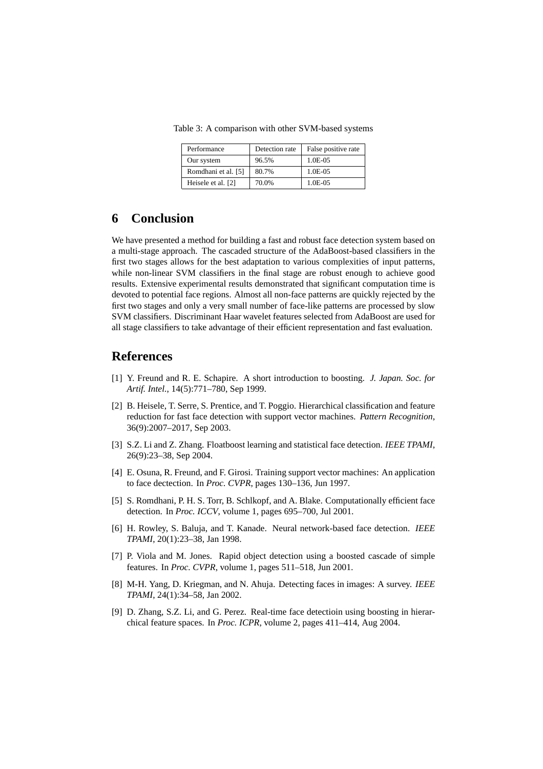Table 3: A comparison with other SVM-based systems

| Performance | Detection rate | False positive rate |
|---|---|---|
| Our system | 96.5% | 1.0E-05 |
| Romdhani et al. [5] | 80.7% | 1.0E-05 |
| Heisele et al. [2] | 70.0% | 1.0E-05 |

## 6 Conclusion

We have presented a method for building a fast and robust face detection system based on a multi-stage approach. The cascaded structure of the AdaBoost-based classifiers in the first two stages allows for the best adaptation to various complexities of input patterns, while non-linear SVM classifiers in the final stage are robust enough to achieve good results. Extensive experimental results demonstrated that significant computation time is devoted to potential face regions. Almost all non-face patterns are quickly rejected by the first two stages and only a very small number of face-like patterns are processed by slow SVM classifiers. Discriminant Haar wavelet features selected from AdaBoost are used for all stage classifiers to take advantage of their efficient representation and fast evaluation.

## References

[1] Y. Freund and R. E. Schapire. A short introduction to boosting. *J. Japan. Soc. for Artif. Intel.*, 14(5):771–780, Sep 1999.

[2] B. Heisele, T. Serre, S. Prentice, and T. Poggio. Hierarchical classification and feature reduction for fast face detection with support vector machines. *Pattern Recognition*, 36(9):2007–2017, Sep 2003.

[3] S.Z. Li and Z. Zhang. Floatboost learning and statistical face detection. *IEEE TPAMI*, 26(9):23–38, Sep 2004.

[4] E. Osuna, R. Freund, and F. Girosi. Training support vector machines: An application to face dectection. In *Proc. CVPR*, pages 130–136, Jun 1997.

[5] S. Romdhani, P. H. S. Torr, B. Schlkopf, and A. Blake. Computationally efficient face detection. In *Proc. ICCV*, volume 1, pages 695–700, Jul 2001.

[6] H. Rowley, S. Baluja, and T. Kanade. Neural network-based face detection. *IEEE TPAMI*, 20(1):23–38, Jan 1998.

[7] P. Viola and M. Jones. Rapid object detection using a boosted cascade of simple features. In *Proc. CVPR*, volume 1, pages 511–518, Jun 2001.

[8] M-H. Yang, D. Kriegman, and N. Ahuja. Detecting faces in images: A survey. *IEEE TPAMI*, 24(1):34–58, Jan 2002.

[9] D. Zhang, S.Z. Li, and G. Perez. Real-time face detectioin using boosting in hierarchical feature spaces. In *Proc. ICPR*, volume 2, pages 411–414, Aug 2004.